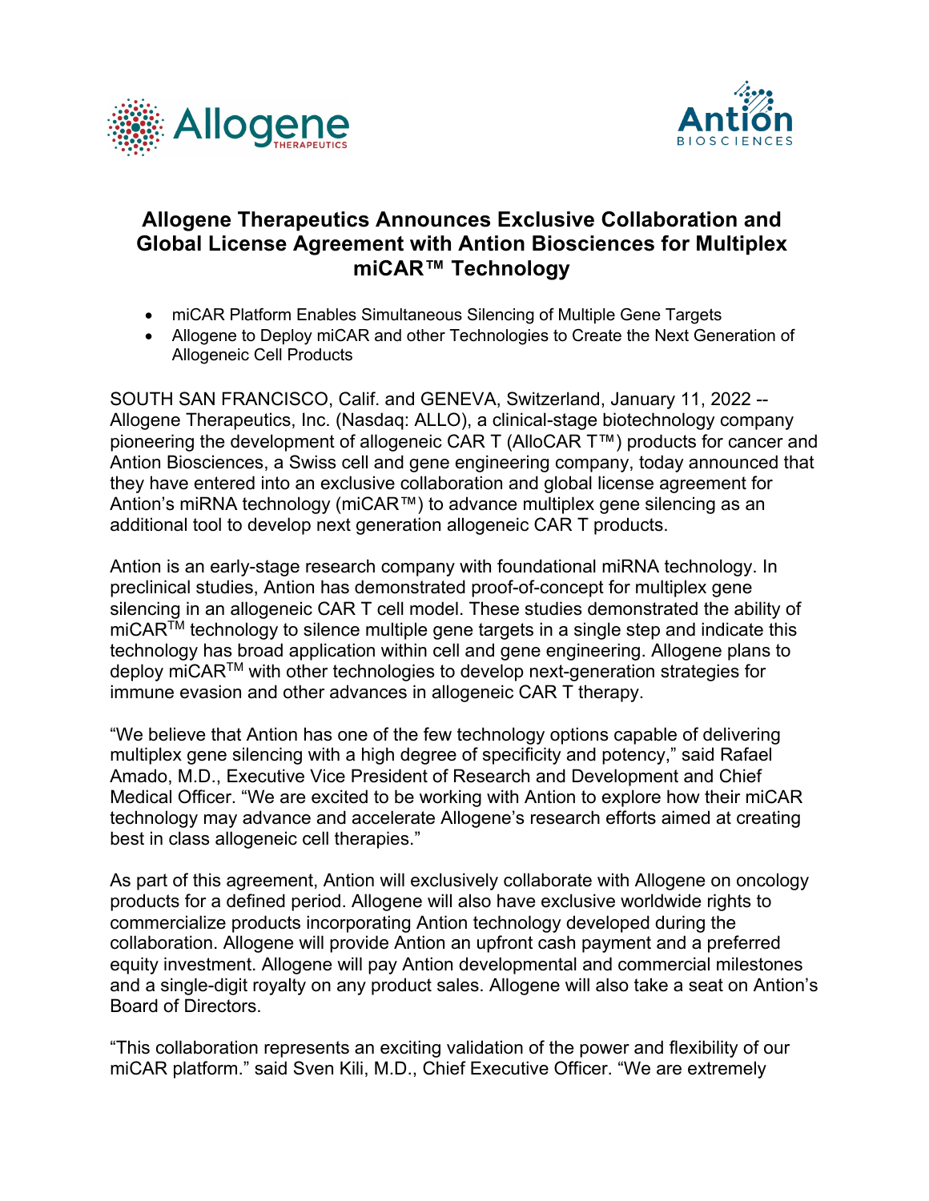# Allogene Therapeutics Announces Exclusive Collaboration and Global License Agreement with Antion Biosciences for Multiplex miCAR™ Technology

- miCAR Platform Enables Simultaneous Silencing of Multiple Gene Targets
- Allogene to Deploy miCAR and other Technologies to Create the Next Generation of Allogeneic Cell Products

SOUTH SAN FRANCISCO, Calif. and GENEVA, Switzerland, January 11, 2022 -- Allogene Therapeutics, Inc. (Nasdaq: ALLO), a clinical-stage biotechnology company pioneering the development of allogeneic CAR T (AlloCAR T™) products for cancer and Antion Biosciences, a Swiss cell and gene engineering company, today announced that they have entered into an exclusive collaboration and global license agreement for Antion's miRNA technology (miCAR™) to advance multiplex gene silencing as an additional tool to develop next generation allogeneic CAR T products.

Antion is an early-stage research company with foundational miRNA technology. In preclinical studies, Antion has demonstrated proof-of-concept for multiplex gene silencing in an allogeneic CAR T cell model. These studies demonstrated the ability of miCAR™ technology to silence multiple gene targets in a single step and indicate this technology has broad application within cell and gene engineering. Allogene plans to deploy miCAR™ with other technologies to develop next-generation strategies for immune evasion and other advances in allogeneic CAR T therapy.

"We believe that Antion has one of the few technology options capable of delivering multiplex gene silencing with a high degree of specificity and potency," said Rafael Amado, M.D., Executive Vice President of Research and Development and Chief Medical Officer. "We are excited to be working with Antion to explore how their miCAR technology may advance and accelerate Allogene's research efforts aimed at creating best in class allogeneic cell therapies."

As part of this agreement, Antion will exclusively collaborate with Allogene on oncology products for a defined period. Allogene will also have exclusive worldwide rights to commercialize products incorporating Antion technology developed during the collaboration. Allogene will provide Antion an upfront cash payment and a preferred equity investment. Allogene will pay Antion developmental and commercial milestones and a single-digit royalty on any product sales. Allogene will also take a seat on Antion's Board of Directors.

"This collaboration represents an exciting validation of the power and flexibility of our miCAR platform." said Sven Kili, M.D., Chief Executive Officer. "We are extremely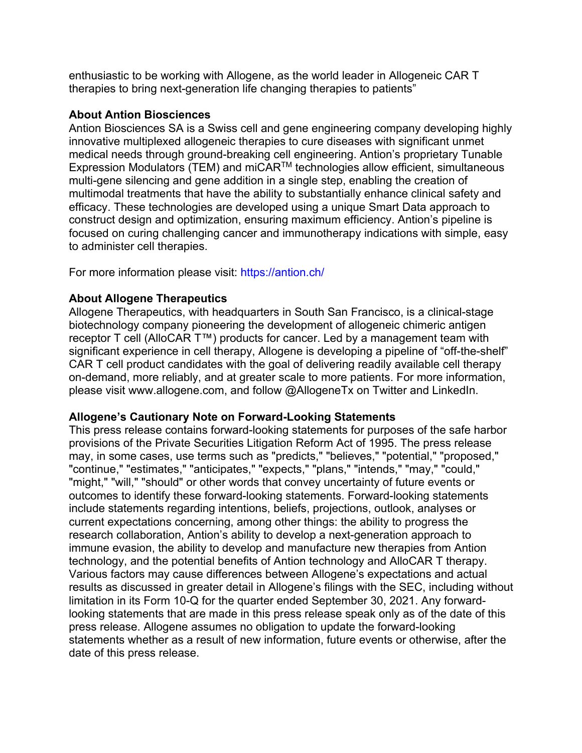enthusiastic to be working with Allogene, as the world leader in Allogeneic CAR T therapies to bring next-generation life changing therapies to patients"

**About Antion Biosciences**
Antion Biosciences SA is a Swiss cell and gene engineering company developing highly innovative multiplexed allogeneic therapies to cure diseases with significant unmet medical needs through ground-breaking cell engineering. Antion's proprietary Tunable Expression Modulators (TEM) and miCAR™ technologies allow efficient, simultaneous multi-gene silencing and gene addition in a single step, enabling the creation of multimodal treatments that have the ability to substantially enhance clinical safety and efficacy. These technologies are developed using a unique Smart Data approach to construct design and optimization, ensuring maximum efficiency. Antion's pipeline is focused on curing challenging cancer and immunotherapy indications with simple, easy to administer cell therapies.

For more information please visit: https://antion.ch/

**About Allogene Therapeutics**
Allogene Therapeutics, with headquarters in South San Francisco, is a clinical-stage biotechnology company pioneering the development of allogeneic chimeric antigen receptor T cell (AlloCAR T™) products for cancer. Led by a management team with significant experience in cell therapy, Allogene is developing a pipeline of "off-the-shelf" CAR T cell product candidates with the goal of delivering readily available cell therapy on-demand, more reliably, and at greater scale to more patients. For more information, please visit www.allogene.com, and follow @AllogeneTx on Twitter and LinkedIn.

**Allogene's Cautionary Note on Forward-Looking Statements**
This press release contains forward-looking statements for purposes of the safe harbor provisions of the Private Securities Litigation Reform Act of 1995. The press release may, in some cases, use terms such as "predicts," "believes," "potential," "proposed," "continue," "estimates," "anticipates," "expects," "plans," "intends," "may," "could," "might," "will," "should" or other words that convey uncertainty of future events or outcomes to identify these forward-looking statements. Forward-looking statements include statements regarding intentions, beliefs, projections, outlook, analyses or current expectations concerning, among other things: the ability to progress the research collaboration, Antion's ability to develop a next-generation approach to immune evasion, the ability to develop and manufacture new therapies from Antion technology, and the potential benefits of Antion technology and AlloCAR T therapy. Various factors may cause differences between Allogene's expectations and actual results as discussed in greater detail in Allogene's filings with the SEC, including without limitation in its Form 10-Q for the quarter ended September 30, 2021. Any forward-looking statements that are made in this press release speak only as of the date of this press release. Allogene assumes no obligation to update the forward-looking statements whether as a result of new information, future events or otherwise, after the date of this press release.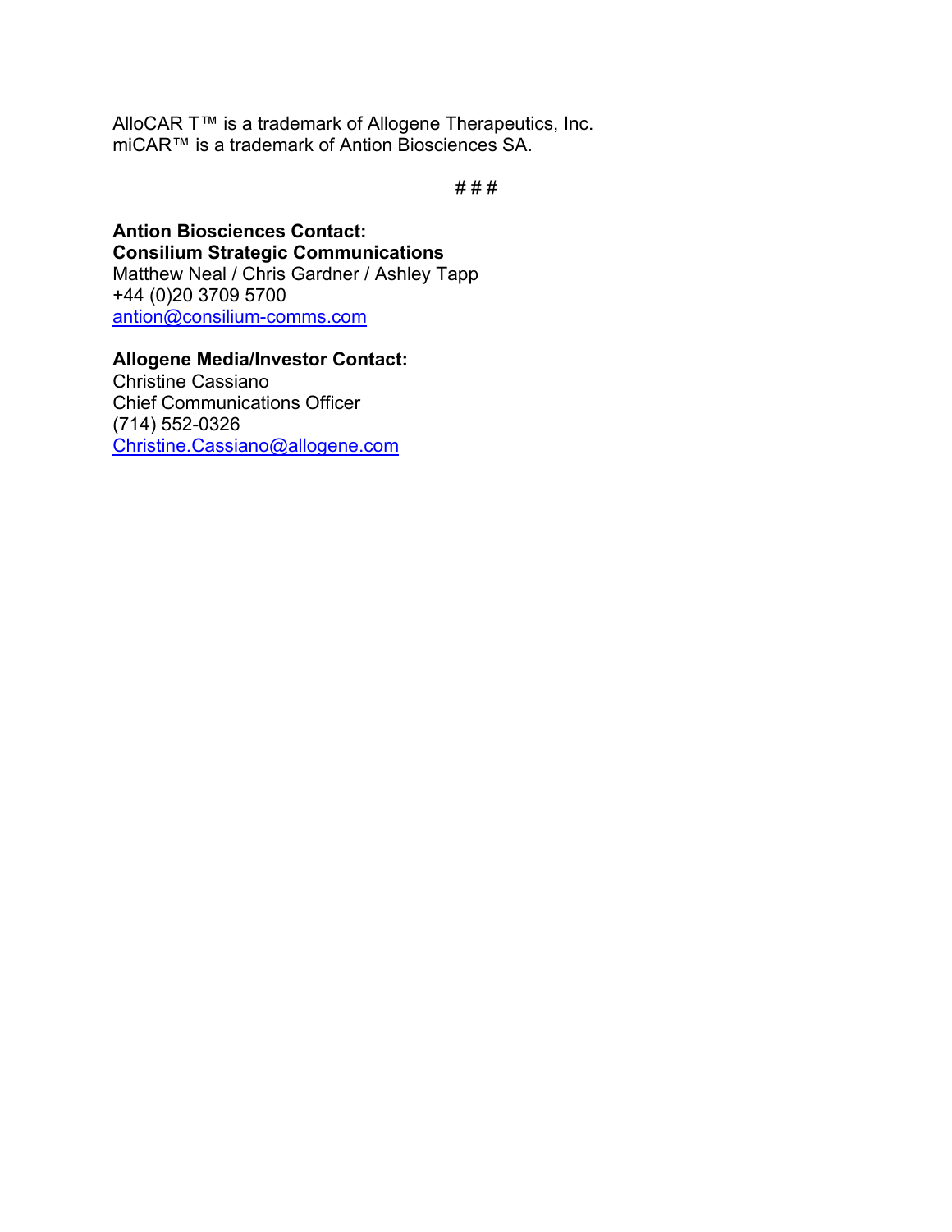AlloCAR T™ is a trademark of Allogene Therapeutics, Inc.
miCAR™ is a trademark of Antion Biosciences SA.

# # #

**Antion Biosciences Contact:**
**Consilium Strategic Communications**
Matthew Neal / Chris Gardner / Ashley Tapp
+44 (0)20 3709 5700
antion@consilium-comms.com

**Allogene Media/Investor Contact:**
Christine Cassiano
Chief Communications Officer
(714) 552-0326
Christine.Cassiano@allogene.com